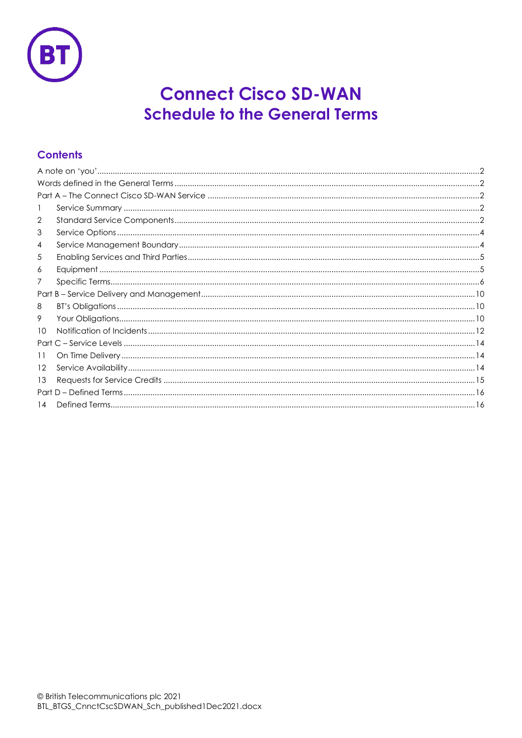# Connect Cisco SD-WAN
## Schedule to the General Terms

### Contents

A note on 'you' ........ 2
Words defined in the General Terms ........ 2
Part A – The Connect Cisco SD-WAN Service ........ 2
1 Service Summary ........ 2
2 Standard Service Components ........ 2
3 Service Options ........ 4
4 Service Management Boundary ........ 4
5 Enabling Services and Third Parties ........ 5
6 Equipment ........ 5
7 Specific Terms ........ 6
Part B – Service Delivery and Management ........ 10
8 BT's Obligations ........ 10
9 Your Obligations ........ 10
10 Notification of Incidents ........ 12
Part C – Service Levels ........ 14
11 On Time Delivery ........ 14
12 Service Availability ........ 14
13 Requests for Service Credits ........ 15
Part D – Defined Terms ........ 16
14 Defined Terms ........ 16

© British Telecommunications plc 2021
BTL_BTGS_CnnctCscSDWAN_Sch_published1Dec2021.docx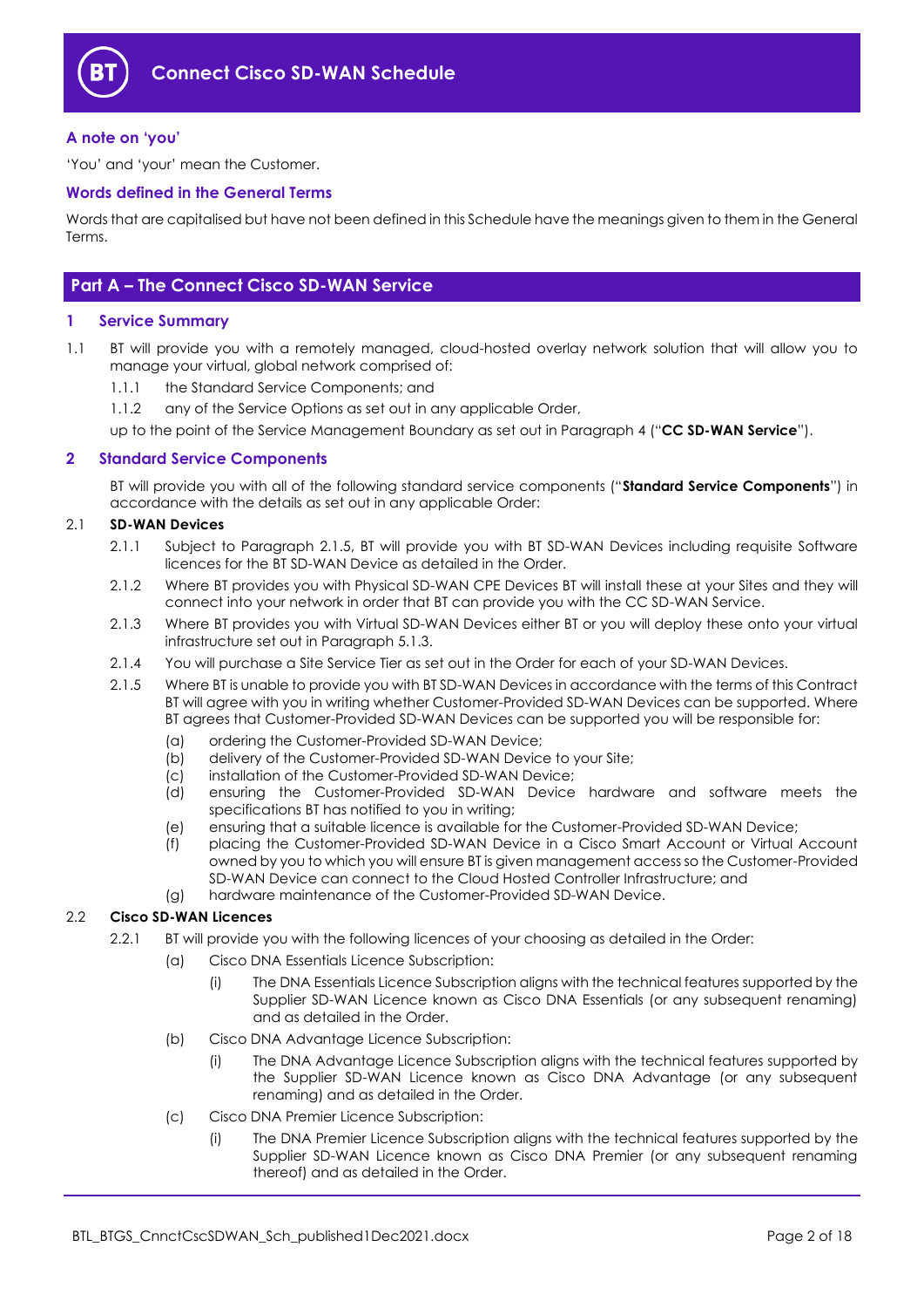# Connect Cisco SD-WAN Schedule

### A note on 'you'

'You' and 'your' mean the Customer.

### Words defined in the General Terms

Words that are capitalised but have not been defined in this Schedule have the meanings given to them in the General Terms.

## Part A – The Connect Cisco SD-WAN Service

### 1 Service Summary

1.1 BT will provide you with a remotely managed, cloud-hosted overlay network solution that will allow you to manage your virtual, global network comprised of:

1.1.1 the Standard Service Components; and

1.1.2 any of the Service Options as set out in any applicable Order,

up to the point of the Service Management Boundary as set out in Paragraph 4 ("**CC SD-WAN Service**").

### 2 Standard Service Components

BT will provide you with all of the following standard service components ("**Standard Service Components**") in accordance with the details as set out in any applicable Order:

2.1 **SD-WAN Devices**

2.1.1 Subject to Paragraph 2.1.5, BT will provide you with BT SD-WAN Devices including requisite Software licences for the BT SD-WAN Device as detailed in the Order.

2.1.2 Where BT provides you with Physical SD-WAN CPE Devices BT will install these at your Sites and they will connect into your network in order that BT can provide you with the CC SD-WAN Service.

2.1.3 Where BT provides you with Virtual SD-WAN Devices either BT or you will deploy these onto your virtual infrastructure set out in Paragraph 5.1.3.

2.1.4 You will purchase a Site Service Tier as set out in the Order for each of your SD-WAN Devices.

2.1.5 Where BT is unable to provide you with BT SD-WAN Devices in accordance with the terms of this Contract BT will agree with you in writing whether Customer-Provided SD-WAN Devices can be supported. Where BT agrees that Customer-Provided SD-WAN Devices can be supported you will be responsible for:

(a) ordering the Customer-Provided SD-WAN Device;
(b) delivery of the Customer-Provided SD-WAN Device to your Site;
(c) installation of the Customer-Provided SD-WAN Device;
(d) ensuring the Customer-Provided SD-WAN Device hardware and software meets the specifications BT has notified to you in writing;
(e) ensuring that a suitable licence is available for the Customer-Provided SD-WAN Device;
(f) placing the Customer-Provided SD-WAN Device in a Cisco Smart Account or Virtual Account owned by you to which you will ensure BT is given management access so the Customer-Provided SD-WAN Device can connect to the Cloud Hosted Controller Infrastructure; and
(g) hardware maintenance of the Customer-Provided SD-WAN Device.

2.2 **Cisco SD-WAN Licences**

2.2.1 BT will provide you with the following licences of your choosing as detailed in the Order:

(a) Cisco DNA Essentials Licence Subscription:

(i) The DNA Essentials Licence Subscription aligns with the technical features supported by the Supplier SD-WAN Licence known as Cisco DNA Essentials (or any subsequent renaming) and as detailed in the Order.

(b) Cisco DNA Advantage Licence Subscription:

(i) The DNA Advantage Licence Subscription aligns with the technical features supported by the Supplier SD-WAN Licence known as Cisco DNA Advantage (or any subsequent renaming) and as detailed in the Order.

(c) Cisco DNA Premier Licence Subscription:

(i) The DNA Premier Licence Subscription aligns with the technical features supported by the Supplier SD-WAN Licence known as Cisco DNA Premier (or any subsequent renaming thereof) and as detailed in the Order.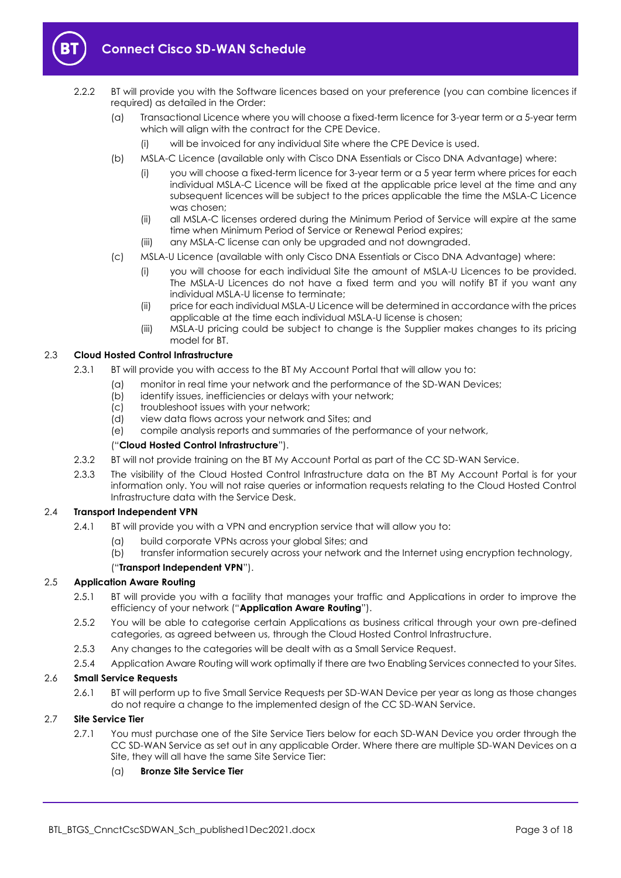2.2.2 BT will provide you with the Software licences based on your preference (you can combine licences if required) as detailed in the Order:

(a) Transactional Licence where you will choose a fixed-term licence for 3-year term or a 5-year term which will align with the contract for the CPE Device.

(i) will be invoiced for any individual Site where the CPE Device is used.

(b) MSLA-C Licence (available only with Cisco DNA Essentials or Cisco DNA Advantage) where:

(i) you will choose a fixed-term licence for 3-year term or a 5 year term where prices for each individual MSLA-C Licence will be fixed at the applicable price level at the time and any subsequent licences will be subject to the prices applicable the time the MSLA-C Licence was chosen;

(ii) all MSLA-C licenses ordered during the Minimum Period of Service will expire at the same time when Minimum Period of Service or Renewal Period expires;

(iii) any MSLA-C license can only be upgraded and not downgraded.

(c) MSLA-U Licence (available with only Cisco DNA Essentials or Cisco DNA Advantage) where:

(i) you will choose for each individual Site the amount of MSLA-U Licences to be provided. The MSLA-U Licences do not have a fixed term and you will notify BT if you want any individual MSLA-U license to terminate;

(ii) price for each individual MSLA-U Licence will be determined in accordance with the prices applicable at the time each individual MSLA-U license is chosen;

(iii) MSLA-U pricing could be subject to change is the Supplier makes changes to its pricing model for BT.

## 2.3 Cloud Hosted Control Infrastructure

2.3.1 BT will provide you with access to the BT My Account Portal that will allow you to:

(a) monitor in real time your network and the performance of the SD-WAN Devices;
(b) identify issues, inefficiencies or delays with your network;
(c) troubleshoot issues with your network;
(d) view data flows across your network and Sites; and
(e) compile analysis reports and summaries of the performance of your network,

("**Cloud Hosted Control Infrastructure**").

2.3.2 BT will not provide training on the BT My Account Portal as part of the CC SD-WAN Service.

2.3.3 The visibility of the Cloud Hosted Control Infrastructure data on the BT My Account Portal is for your information only. You will not raise queries or information requests relating to the Cloud Hosted Control Infrastructure data with the Service Desk.

## 2.4 Transport Independent VPN

2.4.1 BT will provide you with a VPN and encryption service that will allow you to:

(a) build corporate VPNs across your global Sites; and
(b) transfer information securely across your network and the Internet using encryption technology,

("**Transport Independent VPN**").

## 2.5 Application Aware Routing

2.5.1 BT will provide you with a facility that manages your traffic and Applications in order to improve the efficiency of your network ("**Application Aware Routing**").

2.5.2 You will be able to categorise certain Applications as business critical through your own pre-defined categories, as agreed between us, through the Cloud Hosted Control Infrastructure.

2.5.3 Any changes to the categories will be dealt with as a Small Service Request.

2.5.4 Application Aware Routing will work optimally if there are two Enabling Services connected to your Sites.

## 2.6 Small Service Requests

2.6.1 BT will perform up to five Small Service Requests per SD-WAN Device per year as long as those changes do not require a change to the implemented design of the CC SD-WAN Service.

## 2.7 Site Service Tier

2.7.1 You must purchase one of the Site Service Tiers below for each SD-WAN Device you order through the CC SD-WAN Service as set out in any applicable Order. Where there are multiple SD-WAN Devices on a Site, they will all have the same Site Service Tier:

(a) **Bronze Site Service Tier**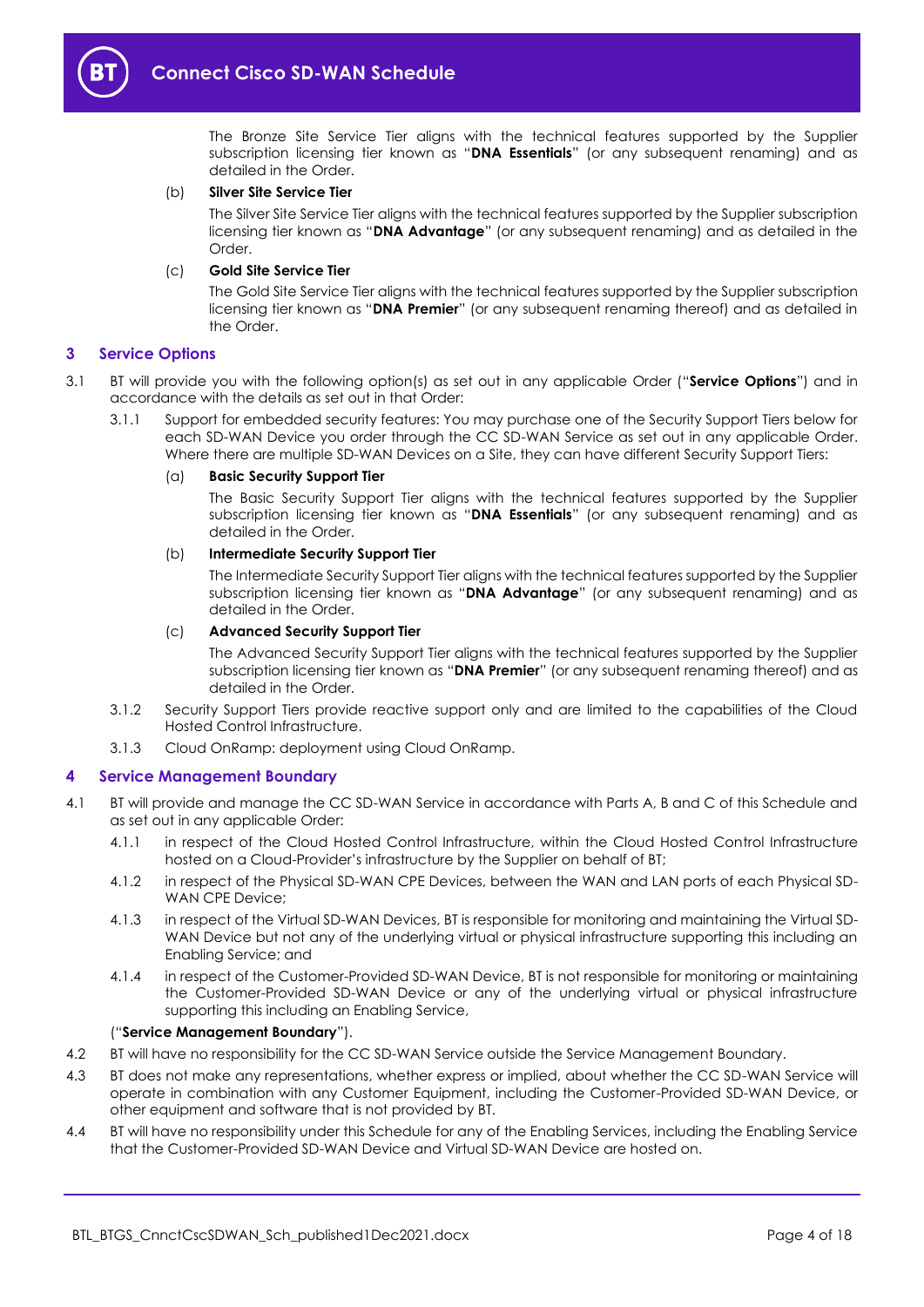The Bronze Site Service Tier aligns with the technical features supported by the Supplier subscription licensing tier known as "**DNA Essentials**" (or any subsequent renaming) and as detailed in the Order.

(b) **Silver Site Service Tier**

The Silver Site Service Tier aligns with the technical features supported by the Supplier subscription licensing tier known as "**DNA Advantage**" (or any subsequent renaming) and as detailed in the Order.

(c) **Gold Site Service Tier**

The Gold Site Service Tier aligns with the technical features supported by the Supplier subscription licensing tier known as "**DNA Premier**" (or any subsequent renaming thereof) and as detailed in the Order.

## 3 Service Options

3.1 BT will provide you with the following option(s) as set out in any applicable Order ("**Service Options**") and in accordance with the details as set out in that Order:

3.1.1 Support for embedded security features: You may purchase one of the Security Support Tiers below for each SD-WAN Device you order through the CC SD-WAN Service as set out in any applicable Order. Where there are multiple SD-WAN Devices on a Site, they can have different Security Support Tiers:

(a) **Basic Security Support Tier**

The Basic Security Support Tier aligns with the technical features supported by the Supplier subscription licensing tier known as "**DNA Essentials**" (or any subsequent renaming) and as detailed in the Order.

(b) **Intermediate Security Support Tier**

The Intermediate Security Support Tier aligns with the technical features supported by the Supplier subscription licensing tier known as "**DNA Advantage**" (or any subsequent renaming) and as detailed in the Order.

(c) **Advanced Security Support Tier**

The Advanced Security Support Tier aligns with the technical features supported by the Supplier subscription licensing tier known as "**DNA Premier**" (or any subsequent renaming thereof) and as detailed in the Order.

3.1.2 Security Support Tiers provide reactive support only and are limited to the capabilities of the Cloud Hosted Control Infrastructure.

3.1.3 Cloud OnRamp: deployment using Cloud OnRamp.

## 4 Service Management Boundary

4.1 BT will provide and manage the CC SD-WAN Service in accordance with Parts A, B and C of this Schedule and as set out in any applicable Order:

4.1.1 in respect of the Cloud Hosted Control Infrastructure, within the Cloud Hosted Control Infrastructure hosted on a Cloud-Provider's infrastructure by the Supplier on behalf of BT;

4.1.2 in respect of the Physical SD-WAN CPE Devices, between the WAN and LAN ports of each Physical SD-WAN CPE Device;

4.1.3 in respect of the Virtual SD-WAN Devices, BT is responsible for monitoring and maintaining the Virtual SD-WAN Device but not any of the underlying virtual or physical infrastructure supporting this including an Enabling Service; and

4.1.4 in respect of the Customer-Provided SD-WAN Device, BT is not responsible for monitoring or maintaining the Customer-Provided SD-WAN Device or any of the underlying virtual or physical infrastructure supporting this including an Enabling Service,

("**Service Management Boundary**").

4.2 BT will have no responsibility for the CC SD-WAN Service outside the Service Management Boundary.

4.3 BT does not make any representations, whether express or implied, about whether the CC SD-WAN Service will operate in combination with any Customer Equipment, including the Customer-Provided SD-WAN Device, or other equipment and software that is not provided by BT.

4.4 BT will have no responsibility under this Schedule for any of the Enabling Services, including the Enabling Service that the Customer-Provided SD-WAN Device and Virtual SD-WAN Device are hosted on.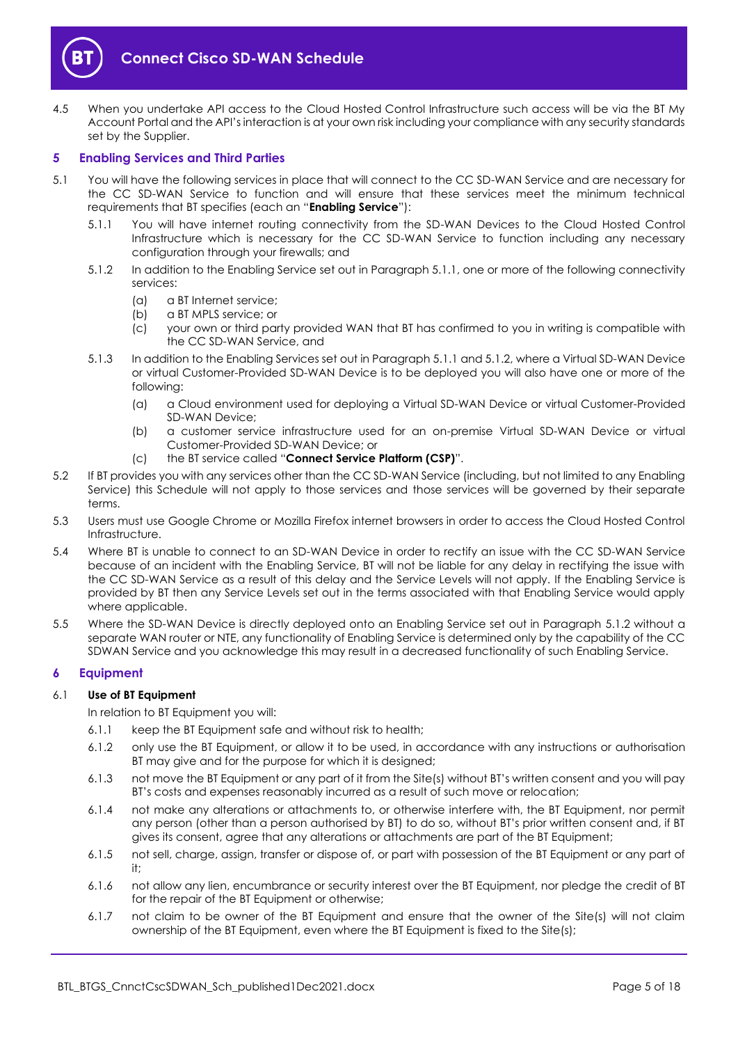4.5 When you undertake API access to the Cloud Hosted Control Infrastructure such access will be via the BT My Account Portal and the API's interaction is at your own risk including your compliance with any security standards set by the Supplier.

## 5 Enabling Services and Third Parties

5.1 You will have the following services in place that will connect to the CC SD-WAN Service and are necessary for the CC SD-WAN Service to function and will ensure that these services meet the minimum technical requirements that BT specifies (each an "**Enabling Service**"):

5.1.1 You will have internet routing connectivity from the SD-WAN Devices to the Cloud Hosted Control Infrastructure which is necessary for the CC SD-WAN Service to function including any necessary configuration through your firewalls; and

5.1.2 In addition to the Enabling Service set out in Paragraph 5.1.1, one or more of the following connectivity services:

(a) a BT Internet service;

(b) a BT MPLS service; or

(c) your own or third party provided WAN that BT has confirmed to you in writing is compatible with the CC SD-WAN Service, and

5.1.3 In addition to the Enabling Services set out in Paragraph 5.1.1 and 5.1.2, where a Virtual SD-WAN Device or virtual Customer-Provided SD-WAN Device is to be deployed you will also have one or more of the following:

(a) a Cloud environment used for deploying a Virtual SD-WAN Device or virtual Customer-Provided SD-WAN Device;

(b) a customer service infrastructure used for an on-premise Virtual SD-WAN Device or virtual Customer-Provided SD-WAN Device; or

(c) the BT service called "**Connect Service Platform (CSP)**".

5.2 If BT provides you with any services other than the CC SD-WAN Service (including, but not limited to any Enabling Service) this Schedule will not apply to those services and those services will be governed by their separate terms.

5.3 Users must use Google Chrome or Mozilla Firefox internet browsers in order to access the Cloud Hosted Control Infrastructure.

5.4 Where BT is unable to connect to an SD-WAN Device in order to rectify an issue with the CC SD-WAN Service because of an incident with the Enabling Service, BT will not be liable for any delay in rectifying the issue with the CC SD-WAN Service as a result of this delay and the Service Levels will not apply. If the Enabling Service is provided by BT then any Service Levels set out in the terms associated with that Enabling Service would apply where applicable.

5.5 Where the SD-WAN Device is directly deployed onto an Enabling Service set out in Paragraph 5.1.2 without a separate WAN router or NTE, any functionality of Enabling Service is determined only by the capability of the CC SDWAN Service and you acknowledge this may result in a decreased functionality of such Enabling Service.

## 6 Equipment

### 6.1 Use of BT Equipment

In relation to BT Equipment you will:

6.1.1 keep the BT Equipment safe and without risk to health;

6.1.2 only use the BT Equipment, or allow it to be used, in accordance with any instructions or authorisation BT may give and for the purpose for which it is designed;

6.1.3 not move the BT Equipment or any part of it from the Site(s) without BT's written consent and you will pay BT's costs and expenses reasonably incurred as a result of such move or relocation;

6.1.4 not make any alterations or attachments to, or otherwise interfere with, the BT Equipment, nor permit any person (other than a person authorised by BT) to do so, without BT's prior written consent and, if BT gives its consent, agree that any alterations or attachments are part of the BT Equipment;

6.1.5 not sell, charge, assign, transfer or dispose of, or part with possession of the BT Equipment or any part of it;

6.1.6 not allow any lien, encumbrance or security interest over the BT Equipment, nor pledge the credit of BT for the repair of the BT Equipment or otherwise;

6.1.7 not claim to be owner of the BT Equipment and ensure that the owner of the Site(s) will not claim ownership of the BT Equipment, even where the BT Equipment is fixed to the Site(s);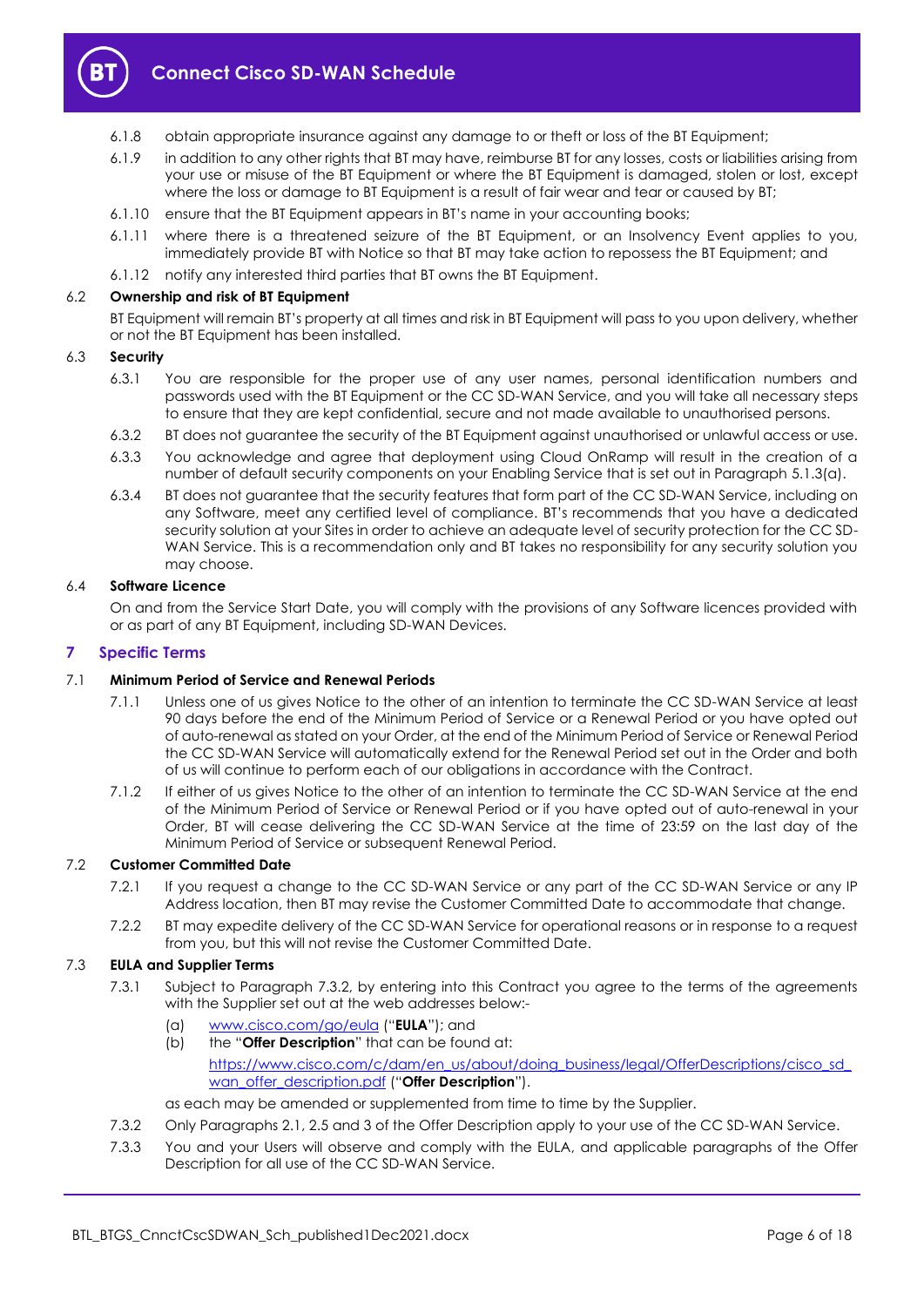6.1.8 obtain appropriate insurance against any damage to or theft or loss of the BT Equipment;

6.1.9 in addition to any other rights that BT may have, reimburse BT for any losses, costs or liabilities arising from your use or misuse of the BT Equipment or where the BT Equipment is damaged, stolen or lost, except where the loss or damage to BT Equipment is a result of fair wear and tear or caused by BT;

6.1.10 ensure that the BT Equipment appears in BT's name in your accounting books;

6.1.11 where there is a threatened seizure of the BT Equipment, or an Insolvency Event applies to you, immediately provide BT with Notice so that BT may take action to repossess the BT Equipment; and

6.1.12 notify any interested third parties that BT owns the BT Equipment.

6.2 **Ownership and risk of BT Equipment**

BT Equipment will remain BT's property at all times and risk in BT Equipment will pass to you upon delivery, whether or not the BT Equipment has been installed.

6.3 **Security**

6.3.1 You are responsible for the proper use of any user names, personal identification numbers and passwords used with the BT Equipment or the CC SD-WAN Service, and you will take all necessary steps to ensure that they are kept confidential, secure and not made available to unauthorised persons.

6.3.2 BT does not guarantee the security of the BT Equipment against unauthorised or unlawful access or use.

6.3.3 You acknowledge and agree that deployment using Cloud OnRamp will result in the creation of a number of default security components on your Enabling Service that is set out in Paragraph 5.1.3(a).

6.3.4 BT does not guarantee that the security features that form part of the CC SD-WAN Service, including on any Software, meet any certified level of compliance. BT's recommends that you have a dedicated security solution at your Sites in order to achieve an adequate level of security protection for the CC SD-WAN Service. This is a recommendation only and BT takes no responsibility for any security solution you may choose.

6.4 **Software Licence**

On and from the Service Start Date, you will comply with the provisions of any Software licences provided with or as part of any BT Equipment, including SD-WAN Devices.

## 7 Specific Terms

7.1 **Minimum Period of Service and Renewal Periods**

7.1.1 Unless one of us gives Notice to the other of an intention to terminate the CC SD-WAN Service at least 90 days before the end of the Minimum Period of Service or a Renewal Period or you have opted out of auto-renewal as stated on your Order, at the end of the Minimum Period of Service or Renewal Period the CC SD-WAN Service will automatically extend for the Renewal Period set out in the Order and both of us will continue to perform each of our obligations in accordance with the Contract.

7.1.2 If either of us gives Notice to the other of an intention to terminate the CC SD-WAN Service at the end of the Minimum Period of Service or Renewal Period or if you have opted out of auto-renewal in your Order, BT will cease delivering the CC SD-WAN Service at the time of 23:59 on the last day of the Minimum Period of Service or subsequent Renewal Period.

7.2 **Customer Committed Date**

7.2.1 If you request a change to the CC SD-WAN Service or any part of the CC SD-WAN Service or any IP Address location, then BT may revise the Customer Committed Date to accommodate that change.

7.2.2 BT may expedite delivery of the CC SD-WAN Service for operational reasons or in response to a request from you, but this will not revise the Customer Committed Date.

7.3 **EULA and Supplier Terms**

7.3.1 Subject to Paragraph 7.3.2, by entering into this Contract you agree to the terms of the agreements with the Supplier set out at the web addresses below:-

(a) www.cisco.com/go/eula ("**EULA**"); and

(b) the "**Offer Description**" that can be found at: https://www.cisco.com/c/dam/en_us/about/doing_business/legal/OfferDescriptions/cisco_sd_wan_offer_description.pdf ("**Offer Description**").

as each may be amended or supplemented from time to time by the Supplier.

7.3.2 Only Paragraphs 2.1, 2.5 and 3 of the Offer Description apply to your use of the CC SD-WAN Service.

7.3.3 You and your Users will observe and comply with the EULA, and applicable paragraphs of the Offer Description for all use of the CC SD-WAN Service.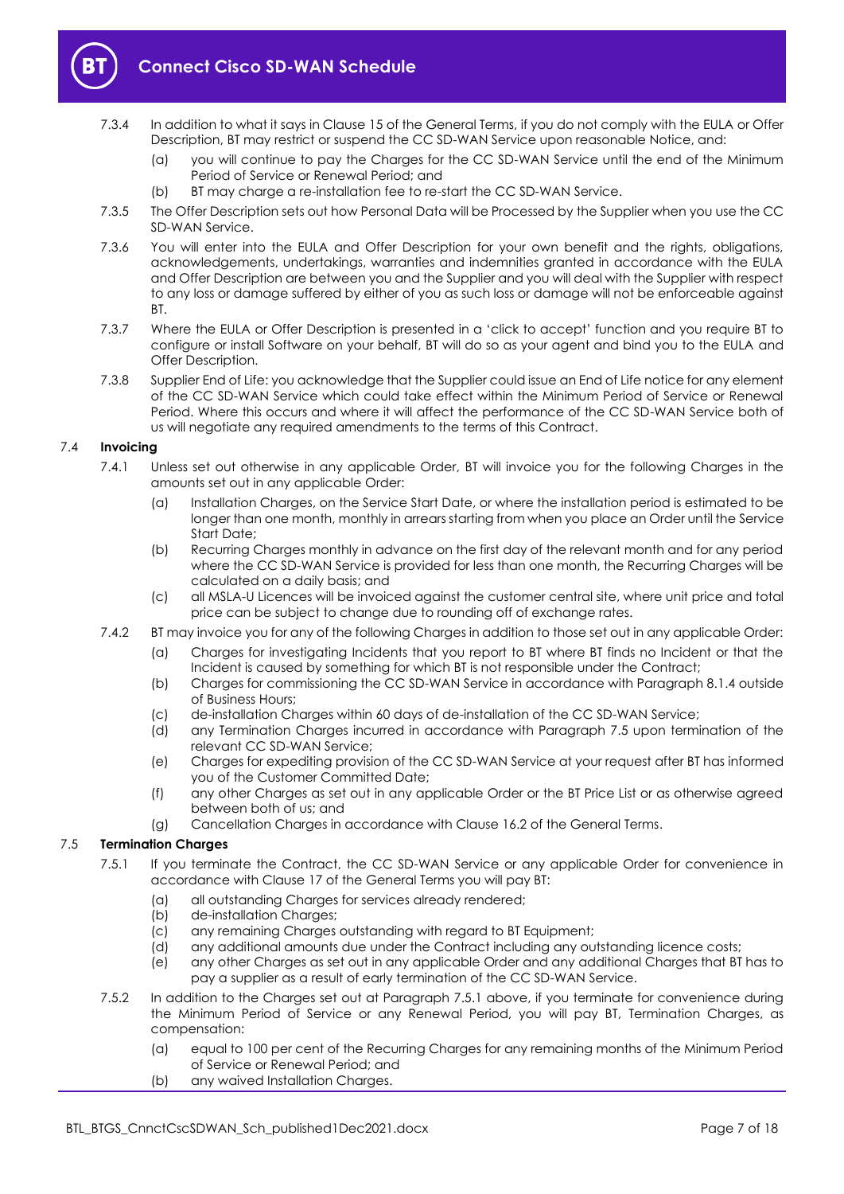7.3.4 In addition to what it says in Clause 15 of the General Terms, if you do not comply with the EULA or Offer Description, BT may restrict or suspend the CC SD-WAN Service upon reasonable Notice, and:

(a) you will continue to pay the Charges for the CC SD-WAN Service until the end of the Minimum Period of Service or Renewal Period; and

(b) BT may charge a re-installation fee to re-start the CC SD-WAN Service.

7.3.5 The Offer Description sets out how Personal Data will be Processed by the Supplier when you use the CC SD-WAN Service.

7.3.6 You will enter into the EULA and Offer Description for your own benefit and the rights, obligations, acknowledgements, undertakings, warranties and indemnities granted in accordance with the EULA and Offer Description are between you and the Supplier and you will deal with the Supplier with respect to any loss or damage suffered by either of you as such loss or damage will not be enforceable against BT.

7.3.7 Where the EULA or Offer Description is presented in a 'click to accept' function and you require BT to configure or install Software on your behalf, BT will do so as your agent and bind you to the EULA and Offer Description.

7.3.8 Supplier End of Life: you acknowledge that the Supplier could issue an End of Life notice for any element of the CC SD-WAN Service which could take effect within the Minimum Period of Service or Renewal Period. Where this occurs and where it will affect the performance of the CC SD-WAN Service both of us will negotiate any required amendments to the terms of this Contract.

### 7.4 Invoicing

7.4.1 Unless set out otherwise in any applicable Order, BT will invoice you for the following Charges in the amounts set out in any applicable Order:

(a) Installation Charges, on the Service Start Date, or where the installation period is estimated to be longer than one month, monthly in arrears starting from when you place an Order until the Service Start Date;

(b) Recurring Charges monthly in advance on the first day of the relevant month and for any period where the CC SD-WAN Service is provided for less than one month, the Recurring Charges will be calculated on a daily basis; and

(c) all MSLA-U Licences will be invoiced against the customer central site, where unit price and total price can be subject to change due to rounding off of exchange rates.

7.4.2 BT may invoice you for any of the following Charges in addition to those set out in any applicable Order:

(a) Charges for investigating Incidents that you report to BT where BT finds no Incident or that the Incident is caused by something for which BT is not responsible under the Contract;

(b) Charges for commissioning the CC SD-WAN Service in accordance with Paragraph 8.1.4 outside of Business Hours;

(c) de-installation Charges within 60 days of de-installation of the CC SD-WAN Service;

(d) any Termination Charges incurred in accordance with Paragraph 7.5 upon termination of the relevant CC SD-WAN Service;

(e) Charges for expediting provision of the CC SD-WAN Service at your request after BT has informed you of the Customer Committed Date;

(f) any other Charges as set out in any applicable Order or the BT Price List or as otherwise agreed between both of us; and

(g) Cancellation Charges in accordance with Clause 16.2 of the General Terms.

### 7.5 Termination Charges

7.5.1 If you terminate the Contract, the CC SD-WAN Service or any applicable Order for convenience in accordance with Clause 17 of the General Terms you will pay BT:

(a) all outstanding Charges for services already rendered;

(b) de-installation Charges;

(c) any remaining Charges outstanding with regard to BT Equipment;

(d) any additional amounts due under the Contract including any outstanding licence costs;

(e) any other Charges as set out in any applicable Order and any additional Charges that BT has to pay a supplier as a result of early termination of the CC SD-WAN Service.

7.5.2 In addition to the Charges set out at Paragraph 7.5.1 above, if you terminate for convenience during the Minimum Period of Service or any Renewal Period, you will pay BT, Termination Charges, as compensation:

(a) equal to 100 per cent of the Recurring Charges for any remaining months of the Minimum Period of Service or Renewal Period; and

(b) any waived Installation Charges.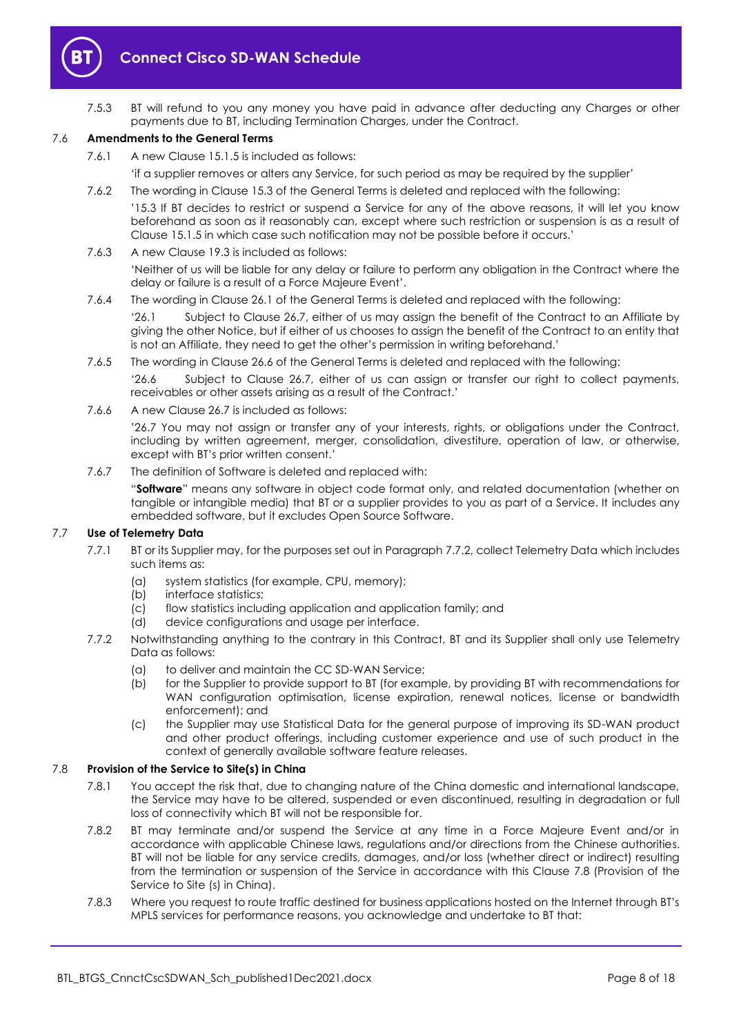7.5.3 BT will refund to you any money you have paid in advance after deducting any Charges or other payments due to BT, including Termination Charges, under the Contract.

### 7.6 Amendments to the General Terms

7.6.1 A new Clause 15.1.5 is included as follows:

'if a supplier removes or alters any Service, for such period as may be required by the supplier'

7.6.2 The wording in Clause 15.3 of the General Terms is deleted and replaced with the following:

'15.3 If BT decides to restrict or suspend a Service for any of the above reasons, it will let you know beforehand as soon as it reasonably can, except where such restriction or suspension is as a result of Clause 15.1.5 in which case such notification may not be possible before it occurs.'

7.6.3 A new Clause 19.3 is included as follows:

'Neither of us will be liable for any delay or failure to perform any obligation in the Contract where the delay or failure is a result of a Force Majeure Event'.

7.6.4 The wording in Clause 26.1 of the General Terms is deleted and replaced with the following:

'26.1 Subject to Clause 26.7, either of us may assign the benefit of the Contract to an Affiliate by giving the other Notice, but if either of us chooses to assign the benefit of the Contract to an entity that is not an Affiliate, they need to get the other's permission in writing beforehand.'

7.6.5 The wording in Clause 26.6 of the General Terms is deleted and replaced with the following:

'26.6 Subject to Clause 26.7, either of us can assign or transfer our right to collect payments, receivables or other assets arising as a result of the Contract.'

7.6.6 A new Clause 26.7 is included as follows:

'26.7 You may not assign or transfer any of your interests, rights, or obligations under the Contract, including by written agreement, merger, consolidation, divestiture, operation of law, or otherwise, except with BT's prior written consent.'

7.6.7 The definition of Software is deleted and replaced with:

"**Software**" means any software in object code format only, and related documentation (whether on tangible or intangible media) that BT or a supplier provides to you as part of a Service. It includes any embedded software, but it excludes Open Source Software.

### 7.7 Use of Telemetry Data

7.7.1 BT or its Supplier may, for the purposes set out in Paragraph 7.7.2, collect Telemetry Data which includes such items as:

(a) system statistics (for example, CPU, memory);
(b) interface statistics;
(c) flow statistics including application and application family; and
(d) device configurations and usage per interface.

7.7.2 Notwithstanding anything to the contrary in this Contract, BT and its Supplier shall only use Telemetry Data as follows:

(a) to deliver and maintain the CC SD-WAN Service;
(b) for the Supplier to provide support to BT (for example, by providing BT with recommendations for WAN configuration optimisation, license expiration, renewal notices, license or bandwidth enforcement); and
(c) the Supplier may use Statistical Data for the general purpose of improving its SD-WAN product and other product offerings, including customer experience and use of such product in the context of generally available software feature releases.

### 7.8 Provision of the Service to Site(s) in China

7.8.1 You accept the risk that, due to changing nature of the China domestic and international landscape, the Service may have to be altered, suspended or even discontinued, resulting in degradation or full loss of connectivity which BT will not be responsible for.

7.8.2 BT may terminate and/or suspend the Service at any time in a Force Majeure Event and/or in accordance with applicable Chinese laws, regulations and/or directions from the Chinese authorities. BT will not be liable for any service credits, damages, and/or loss (whether direct or indirect) resulting from the termination or suspension of the Service in accordance with this Clause 7.8 (Provision of the Service to Site (s) in China).

7.8.3 Where you request to route traffic destined for business applications hosted on the Internet through BT's MPLS services for performance reasons, you acknowledge and undertake to BT that: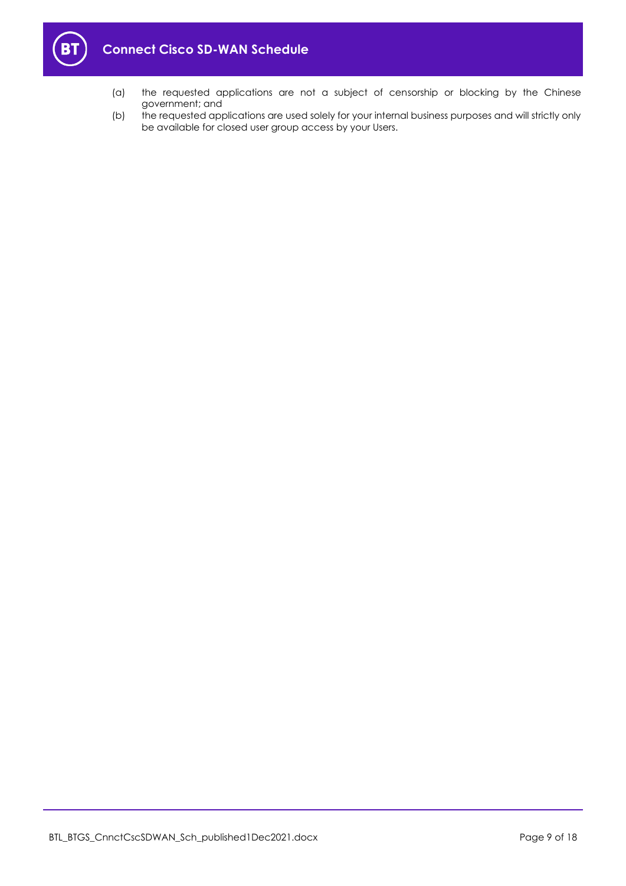(a) the requested applications are not a subject of censorship or blocking by the Chinese government; and

(b) the requested applications are used solely for your internal business purposes and will strictly only be available for closed user group access by your Users.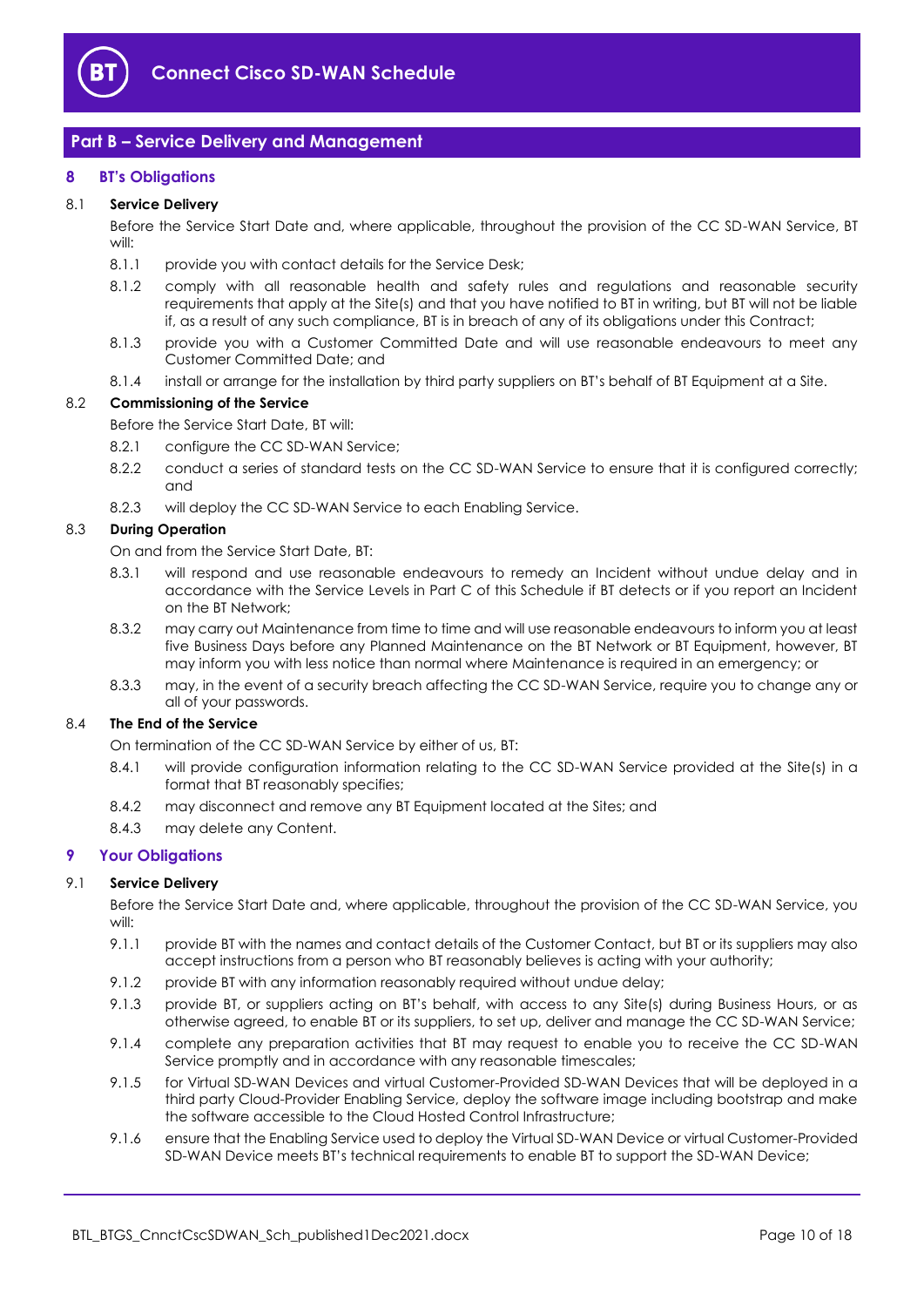## Part B – Service Delivery and Management

### 8 BT's Obligations

**8.1 Service Delivery**

Before the Service Start Date and, where applicable, throughout the provision of the CC SD-WAN Service, BT will:

8.1.1 provide you with contact details for the Service Desk;

8.1.2 comply with all reasonable health and safety rules and regulations and reasonable security requirements that apply at the Site(s) and that you have notified to BT in writing, but BT will not be liable if, as a result of any such compliance, BT is in breach of any of its obligations under this Contract;

8.1.3 provide you with a Customer Committed Date and will use reasonable endeavours to meet any Customer Committed Date; and

8.1.4 install or arrange for the installation by third party suppliers on BT's behalf of BT Equipment at a Site.

**8.2 Commissioning of the Service**

Before the Service Start Date, BT will:

8.2.1 configure the CC SD-WAN Service;

8.2.2 conduct a series of standard tests on the CC SD-WAN Service to ensure that it is configured correctly; and

8.2.3 will deploy the CC SD-WAN Service to each Enabling Service.

**8.3 During Operation**

On and from the Service Start Date, BT:

8.3.1 will respond and use reasonable endeavours to remedy an Incident without undue delay and in accordance with the Service Levels in Part C of this Schedule if BT detects or if you report an Incident on the BT Network;

8.3.2 may carry out Maintenance from time to time and will use reasonable endeavours to inform you at least five Business Days before any Planned Maintenance on the BT Network or BT Equipment, however, BT may inform you with less notice than normal where Maintenance is required in an emergency; or

8.3.3 may, in the event of a security breach affecting the CC SD-WAN Service, require you to change any or all of your passwords.

**8.4 The End of the Service**

On termination of the CC SD-WAN Service by either of us, BT:

8.4.1 will provide configuration information relating to the CC SD-WAN Service provided at the Site(s) in a format that BT reasonably specifies;

8.4.2 may disconnect and remove any BT Equipment located at the Sites; and

8.4.3 may delete any Content.

### 9 Your Obligations

**9.1 Service Delivery**

Before the Service Start Date and, where applicable, throughout the provision of the CC SD-WAN Service, you will:

9.1.1 provide BT with the names and contact details of the Customer Contact, but BT or its suppliers may also accept instructions from a person who BT reasonably believes is acting with your authority;

9.1.2 provide BT with any information reasonably required without undue delay;

9.1.3 provide BT, or suppliers acting on BT's behalf, with access to any Site(s) during Business Hours, or as otherwise agreed, to enable BT or its suppliers, to set up, deliver and manage the CC SD-WAN Service;

9.1.4 complete any preparation activities that BT may request to enable you to receive the CC SD-WAN Service promptly and in accordance with any reasonable timescales;

9.1.5 for Virtual SD-WAN Devices and virtual Customer-Provided SD-WAN Devices that will be deployed in a third party Cloud-Provider Enabling Service, deploy the software image including bootstrap and make the software accessible to the Cloud Hosted Control Infrastructure;

9.1.6 ensure that the Enabling Service used to deploy the Virtual SD-WAN Device or virtual Customer-Provided SD-WAN Device meets BT's technical requirements to enable BT to support the SD-WAN Device;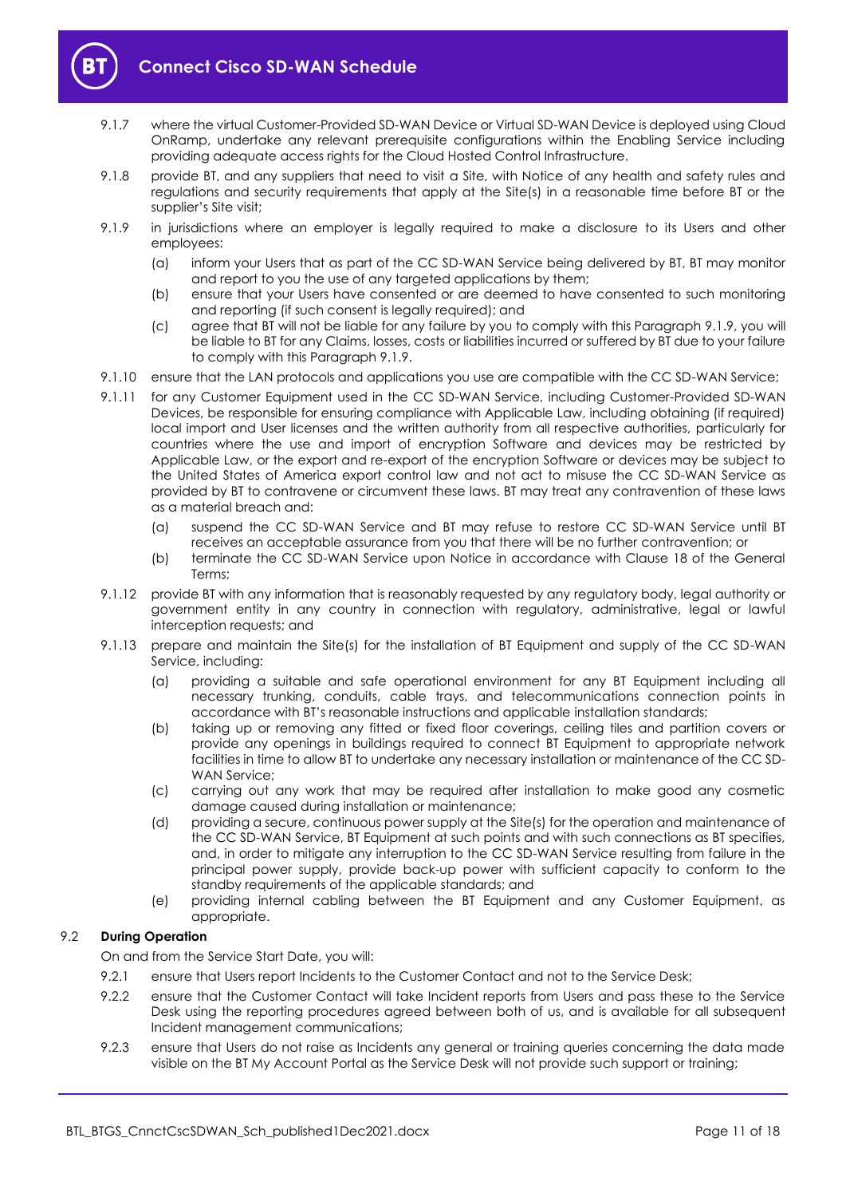9.1.7 where the virtual Customer-Provided SD-WAN Device or Virtual SD-WAN Device is deployed using Cloud OnRamp, undertake any relevant prerequisite configurations within the Enabling Service including providing adequate access rights for the Cloud Hosted Control Infrastructure.

9.1.8 provide BT, and any suppliers that need to visit a Site, with Notice of any health and safety rules and regulations and security requirements that apply at the Site(s) in a reasonable time before BT or the supplier's Site visit;

9.1.9 in jurisdictions where an employer is legally required to make a disclosure to its Users and other employees:

(a) inform your Users that as part of the CC SD-WAN Service being delivered by BT, BT may monitor and report to you the use of any targeted applications by them;

(b) ensure that your Users have consented or are deemed to have consented to such monitoring and reporting (if such consent is legally required); and

(c) agree that BT will not be liable for any failure by you to comply with this Paragraph 9.1.9, you will be liable to BT for any Claims, losses, costs or liabilities incurred or suffered by BT due to your failure to comply with this Paragraph 9.1.9.

9.1.10 ensure that the LAN protocols and applications you use are compatible with the CC SD-WAN Service;

9.1.11 for any Customer Equipment used in the CC SD-WAN Service, including Customer-Provided SD-WAN Devices, be responsible for ensuring compliance with Applicable Law, including obtaining (if required) local import and User licenses and the written authority from all respective authorities, particularly for countries where the use and import of encryption Software and devices may be restricted by Applicable Law, or the export and re-export of the encryption Software or devices may be subject to the United States of America export control law and not act to misuse the CC SD-WAN Service as provided by BT to contravene or circumvent these laws. BT may treat any contravention of these laws as a material breach and:

(a) suspend the CC SD-WAN Service and BT may refuse to restore CC SD-WAN Service until BT receives an acceptable assurance from you that there will be no further contravention; or

(b) terminate the CC SD-WAN Service upon Notice in accordance with Clause 18 of the General Terms;

9.1.12 provide BT with any information that is reasonably requested by any regulatory body, legal authority or government entity in any country in connection with regulatory, administrative, legal or lawful interception requests; and

9.1.13 prepare and maintain the Site(s) for the installation of BT Equipment and supply of the CC SD-WAN Service, including:

(a) providing a suitable and safe operational environment for any BT Equipment including all necessary trunking, conduits, cable trays, and telecommunications connection points in accordance with BT's reasonable instructions and applicable installation standards;

(b) taking up or removing any fitted or fixed floor coverings, ceiling tiles and partition covers or provide any openings in buildings required to connect BT Equipment to appropriate network facilities in time to allow BT to undertake any necessary installation or maintenance of the CC SD-WAN Service;

(c) carrying out any work that may be required after installation to make good any cosmetic damage caused during installation or maintenance;

(d) providing a secure, continuous power supply at the Site(s) for the operation and maintenance of the CC SD-WAN Service, BT Equipment at such points and with such connections as BT specifies, and, in order to mitigate any interruption to the CC SD-WAN Service resulting from failure in the principal power supply, provide back-up power with sufficient capacity to conform to the standby requirements of the applicable standards; and

(e) providing internal cabling between the BT Equipment and any Customer Equipment, as appropriate.

### 9.2 During Operation

On and from the Service Start Date, you will:

9.2.1 ensure that Users report Incidents to the Customer Contact and not to the Service Desk;

9.2.2 ensure that the Customer Contact will take Incident reports from Users and pass these to the Service Desk using the reporting procedures agreed between both of us, and is available for all subsequent Incident management communications;

9.2.3 ensure that Users do not raise as Incidents any general or training queries concerning the data made visible on the BT My Account Portal as the Service Desk will not provide such support or training;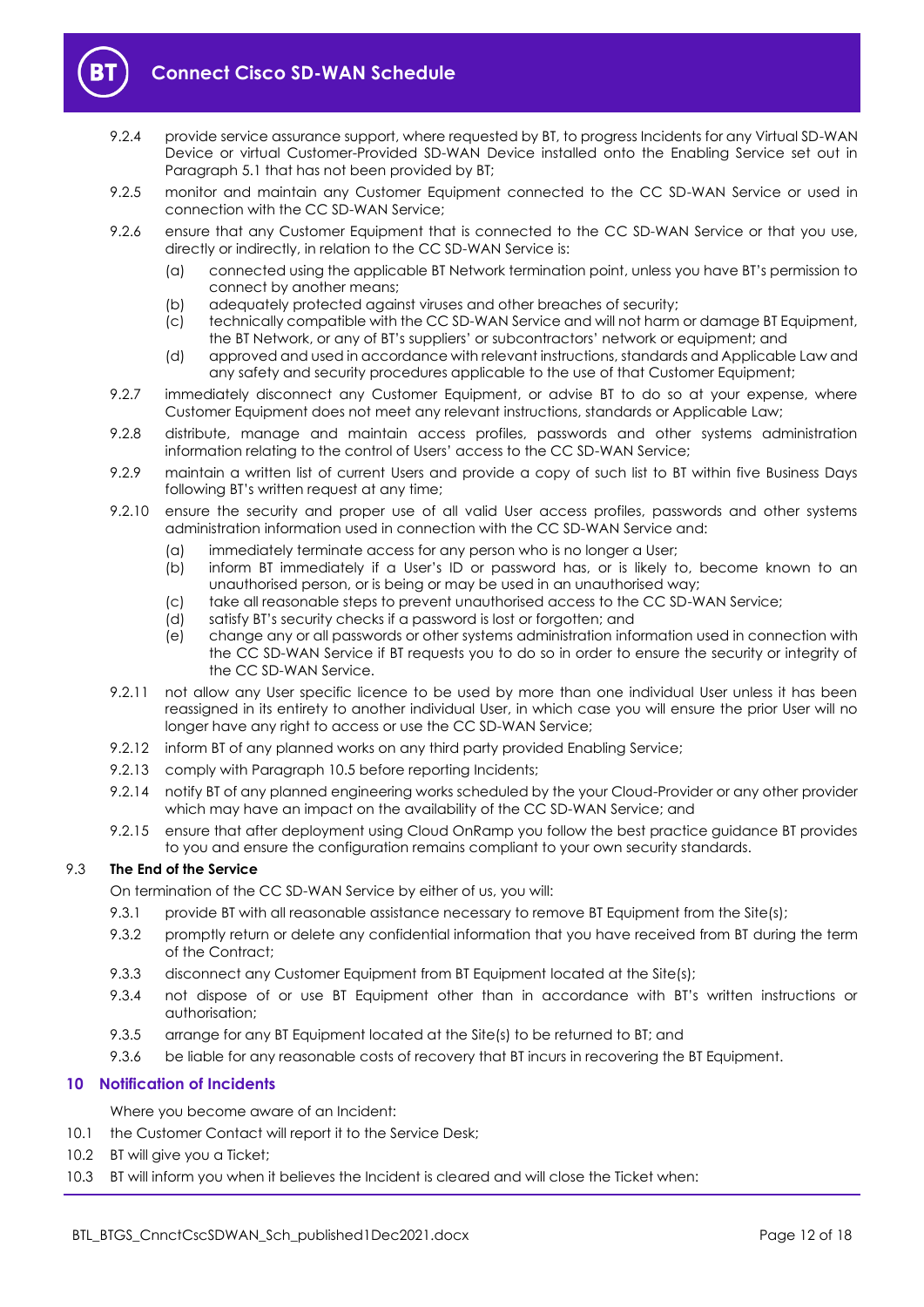9.2.4 provide service assurance support, where requested by BT, to progress Incidents for any Virtual SD-WAN Device or virtual Customer-Provided SD-WAN Device installed onto the Enabling Service set out in Paragraph 5.1 that has not been provided by BT;

9.2.5 monitor and maintain any Customer Equipment connected to the CC SD-WAN Service or used in connection with the CC SD-WAN Service;

9.2.6 ensure that any Customer Equipment that is connected to the CC SD-WAN Service or that you use, directly or indirectly, in relation to the CC SD-WAN Service is:

(a) connected using the applicable BT Network termination point, unless you have BT's permission to connect by another means;
(b) adequately protected against viruses and other breaches of security;
(c) technically compatible with the CC SD-WAN Service and will not harm or damage BT Equipment, the BT Network, or any of BT's suppliers' or subcontractors' network or equipment; and
(d) approved and used in accordance with relevant instructions, standards and Applicable Law and any safety and security procedures applicable to the use of that Customer Equipment;

9.2.7 immediately disconnect any Customer Equipment, or advise BT to do so at your expense, where Customer Equipment does not meet any relevant instructions, standards or Applicable Law;

9.2.8 distribute, manage and maintain access profiles, passwords and other systems administration information relating to the control of Users' access to the CC SD-WAN Service;

9.2.9 maintain a written list of current Users and provide a copy of such list to BT within five Business Days following BT's written request at any time;

9.2.10 ensure the security and proper use of all valid User access profiles, passwords and other systems administration information used in connection with the CC SD-WAN Service and:

(a) immediately terminate access for any person who is no longer a User;
(b) inform BT immediately if a User's ID or password has, or is likely to, become known to an unauthorised person, or is being or may be used in an unauthorised way;
(c) take all reasonable steps to prevent unauthorised access to the CC SD-WAN Service;
(d) satisfy BT's security checks if a password is lost or forgotten; and
(e) change any or all passwords or other systems administration information used in connection with the CC SD-WAN Service if BT requests you to do so in order to ensure the security or integrity of the CC SD-WAN Service.

9.2.11 not allow any User specific licence to be used by more than one individual User unless it has been reassigned in its entirety to another individual User, in which case you will ensure the prior User will no longer have any right to access or use the CC SD-WAN Service;

9.2.12 inform BT of any planned works on any third party provided Enabling Service;

9.2.13 comply with Paragraph 10.5 before reporting Incidents;

9.2.14 notify BT of any planned engineering works scheduled by the your Cloud-Provider or any other provider which may have an impact on the availability of the CC SD-WAN Service; and

9.2.15 ensure that after deployment using Cloud OnRamp you follow the best practice guidance BT provides to you and ensure the configuration remains compliant to your own security standards.

### 9.3 The End of the Service

On termination of the CC SD-WAN Service by either of us, you will:

9.3.1 provide BT with all reasonable assistance necessary to remove BT Equipment from the Site(s);

9.3.2 promptly return or delete any confidential information that you have received from BT during the term of the Contract;

9.3.3 disconnect any Customer Equipment from BT Equipment located at the Site(s);

9.3.4 not dispose of or use BT Equipment other than in accordance with BT's written instructions or authorisation;

9.3.5 arrange for any BT Equipment located at the Site(s) to be returned to BT; and

9.3.6 be liable for any reasonable costs of recovery that BT incurs in recovering the BT Equipment.

## 10 Notification of Incidents

Where you become aware of an Incident:

10.1 the Customer Contact will report it to the Service Desk;

10.2 BT will give you a Ticket;

10.3 BT will inform you when it believes the Incident is cleared and will close the Ticket when: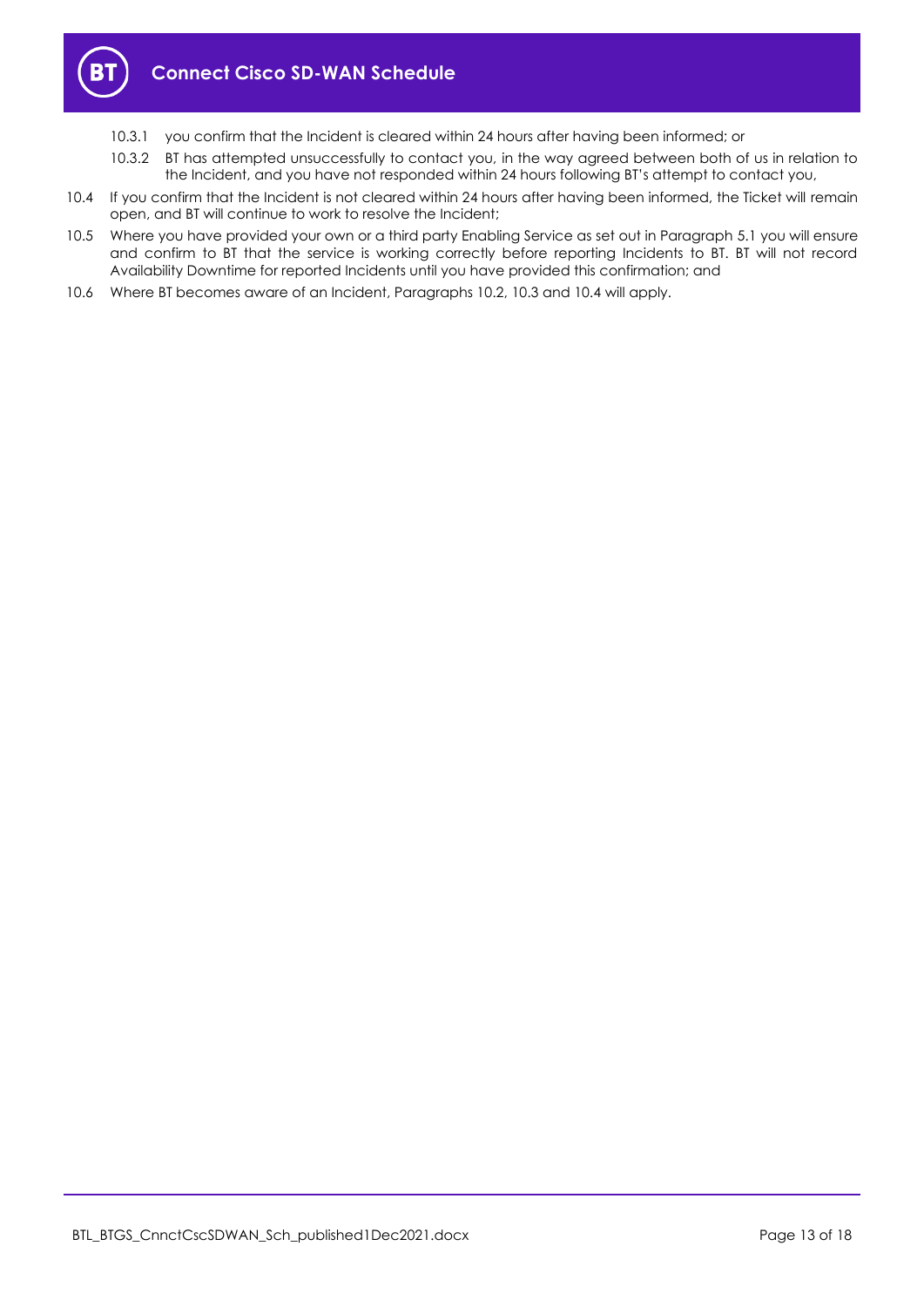10.3.1 you confirm that the Incident is cleared within 24 hours after having been informed; or

10.3.2 BT has attempted unsuccessfully to contact you, in the way agreed between both of us in relation to the Incident, and you have not responded within 24 hours following BT's attempt to contact you,

10.4 If you confirm that the Incident is not cleared within 24 hours after having been informed, the Ticket will remain open, and BT will continue to work to resolve the Incident;

10.5 Where you have provided your own or a third party Enabling Service as set out in Paragraph 5.1 you will ensure and confirm to BT that the service is working correctly before reporting Incidents to BT. BT will not record Availability Downtime for reported Incidents until you have provided this confirmation; and

10.6 Where BT becomes aware of an Incident, Paragraphs 10.2, 10.3 and 10.4 will apply.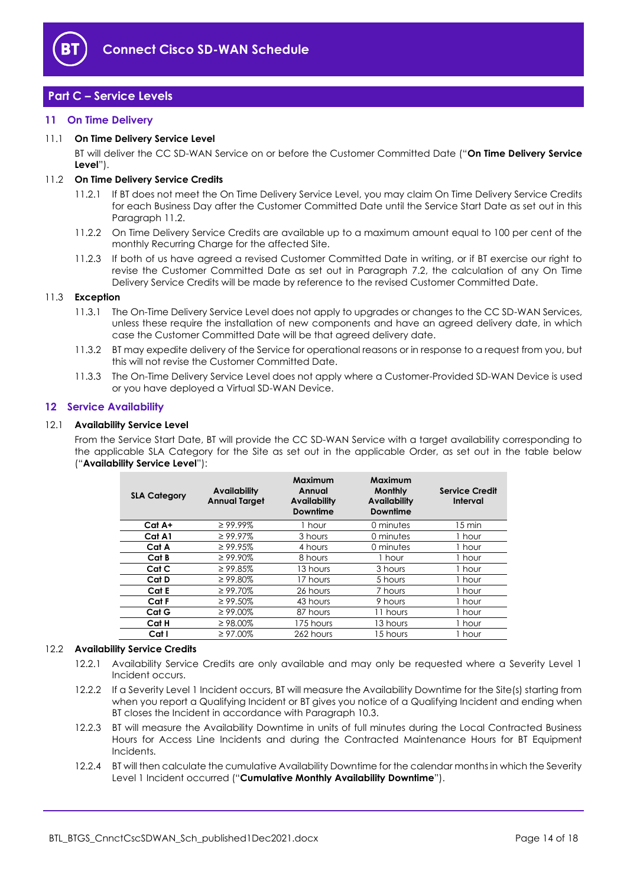## Part C – Service Levels

### 11 On Time Delivery

11.1 **On Time Delivery Service Level**

BT will deliver the CC SD-WAN Service on or before the Customer Committed Date ("**On Time Delivery Service Level**").

11.2 **On Time Delivery Service Credits**

11.2.1 If BT does not meet the On Time Delivery Service Level, you may claim On Time Delivery Service Credits for each Business Day after the Customer Committed Date until the Service Start Date as set out in this Paragraph 11.2.

11.2.2 On Time Delivery Service Credits are available up to a maximum amount equal to 100 per cent of the monthly Recurring Charge for the affected Site.

11.2.3 If both of us have agreed a revised Customer Committed Date in writing, or if BT exercise our right to revise the Customer Committed Date as set out in Paragraph 7.2, the calculation of any On Time Delivery Service Credits will be made by reference to the revised Customer Committed Date.

11.3 **Exception**

11.3.1 The On-Time Delivery Service Level does not apply to upgrades or changes to the CC SD-WAN Services, unless these require the installation of new components and have an agreed delivery date, in which case the Customer Committed Date will be that agreed delivery date.

11.3.2 BT may expedite delivery of the Service for operational reasons or in response to a request from you, but this will not revise the Customer Committed Date.

11.3.3 The On-Time Delivery Service Level does not apply where a Customer-Provided SD-WAN Device is used or you have deployed a Virtual SD-WAN Device.

### 12 Service Availability

12.1 **Availability Service Level**

From the Service Start Date, BT will provide the CC SD-WAN Service with a target availability corresponding to the applicable SLA Category for the Site as set out in the applicable Order, as set out in the table below ("**Availability Service Level**"):

| SLA Category | Availability Annual Target | Maximum Annual Availability Downtime | Maximum Monthly Availability Downtime | Service Credit Interval |
|---|---|---|---|---|
| **Cat A+** | ≥ 99.99% | 1 hour | 0 minutes | 15 min |
| **Cat A1** | ≥ 99.97% | 3 hours | 0 minutes | 1 hour |
| **Cat A** | ≥ 99.95% | 4 hours | 0 minutes | 1 hour |
| **Cat B** | ≥ 99.90% | 8 hours | 1 hour | 1 hour |
| **Cat C** | ≥ 99.85% | 13 hours | 3 hours | 1 hour |
| **Cat D** | ≥ 99.80% | 17 hours | 5 hours | 1 hour |
| **Cat E** | ≥ 99.70% | 26 hours | 7 hours | 1 hour |
| **Cat F** | ≥ 99.50% | 43 hours | 9 hours | 1 hour |
| **Cat G** | ≥ 99.00% | 87 hours | 11 hours | 1 hour |
| **Cat H** | ≥ 98.00% | 175 hours | 13 hours | 1 hour |
| **Cat I** | ≥ 97.00% | 262 hours | 15 hours | 1 hour |

12.2 **Availability Service Credits**

12.2.1 Availability Service Credits are only available and may only be requested where a Severity Level 1 Incident occurs.

12.2.2 If a Severity Level 1 Incident occurs, BT will measure the Availability Downtime for the Site(s) starting from when you report a Qualifying Incident or BT gives you notice of a Qualifying Incident and ending when BT closes the Incident in accordance with Paragraph 10.3.

12.2.3 BT will measure the Availability Downtime in units of full minutes during the Local Contracted Business Hours for Access Line Incidents and during the Contracted Maintenance Hours for BT Equipment Incidents.

12.2.4 BT will then calculate the cumulative Availability Downtime for the calendar months in which the Severity Level 1 Incident occurred ("**Cumulative Monthly Availability Downtime**").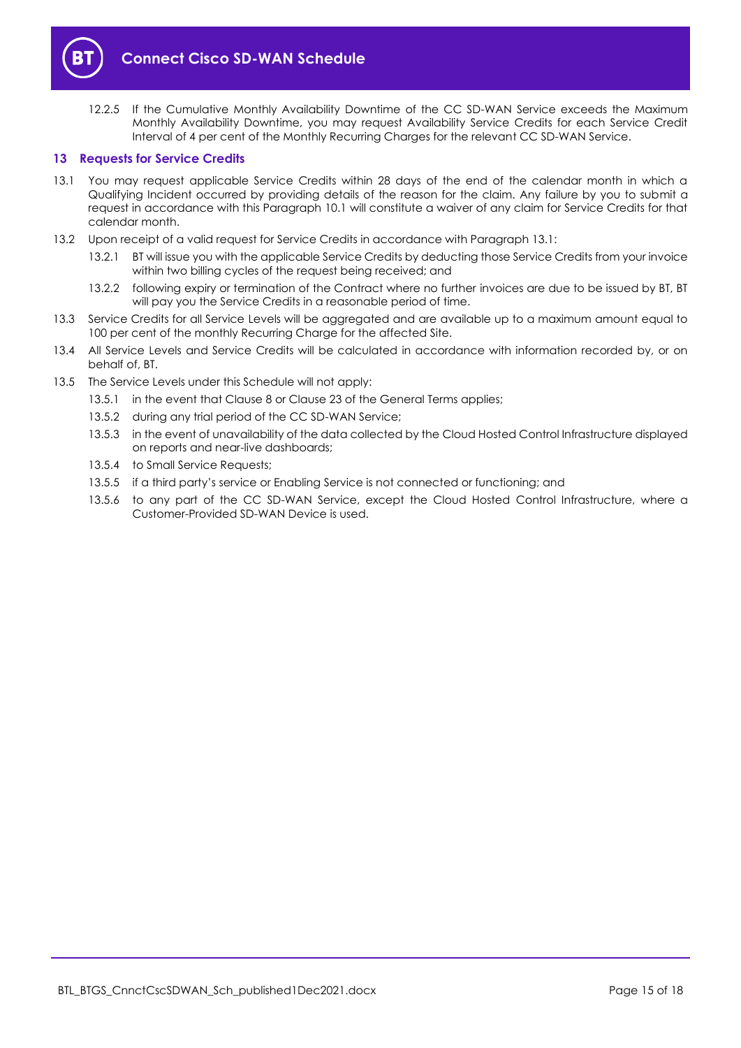12.2.5 If the Cumulative Monthly Availability Downtime of the CC SD-WAN Service exceeds the Maximum Monthly Availability Downtime, you may request Availability Service Credits for each Service Credit Interval of 4 per cent of the Monthly Recurring Charges for the relevant CC SD-WAN Service.

## 13 Requests for Service Credits

13.1 You may request applicable Service Credits within 28 days of the end of the calendar month in which a Qualifying Incident occurred by providing details of the reason for the claim. Any failure by you to submit a request in accordance with this Paragraph 10.1 will constitute a waiver of any claim for Service Credits for that calendar month.

13.2 Upon receipt of a valid request for Service Credits in accordance with Paragraph 13.1:

13.2.1 BT will issue you with the applicable Service Credits by deducting those Service Credits from your invoice within two billing cycles of the request being received; and

13.2.2 following expiry or termination of the Contract where no further invoices are due to be issued by BT, BT will pay you the Service Credits in a reasonable period of time.

13.3 Service Credits for all Service Levels will be aggregated and are available up to a maximum amount equal to 100 per cent of the monthly Recurring Charge for the affected Site.

13.4 All Service Levels and Service Credits will be calculated in accordance with information recorded by, or on behalf of, BT.

13.5 The Service Levels under this Schedule will not apply:

13.5.1 in the event that Clause 8 or Clause 23 of the General Terms applies;

13.5.2 during any trial period of the CC SD-WAN Service;

13.5.3 in the event of unavailability of the data collected by the Cloud Hosted Control Infrastructure displayed on reports and near-live dashboards;

13.5.4 to Small Service Requests;

13.5.5 if a third party's service or Enabling Service is not connected or functioning; and

13.5.6 to any part of the CC SD-WAN Service, except the Cloud Hosted Control Infrastructure, where a Customer-Provided SD-WAN Device is used.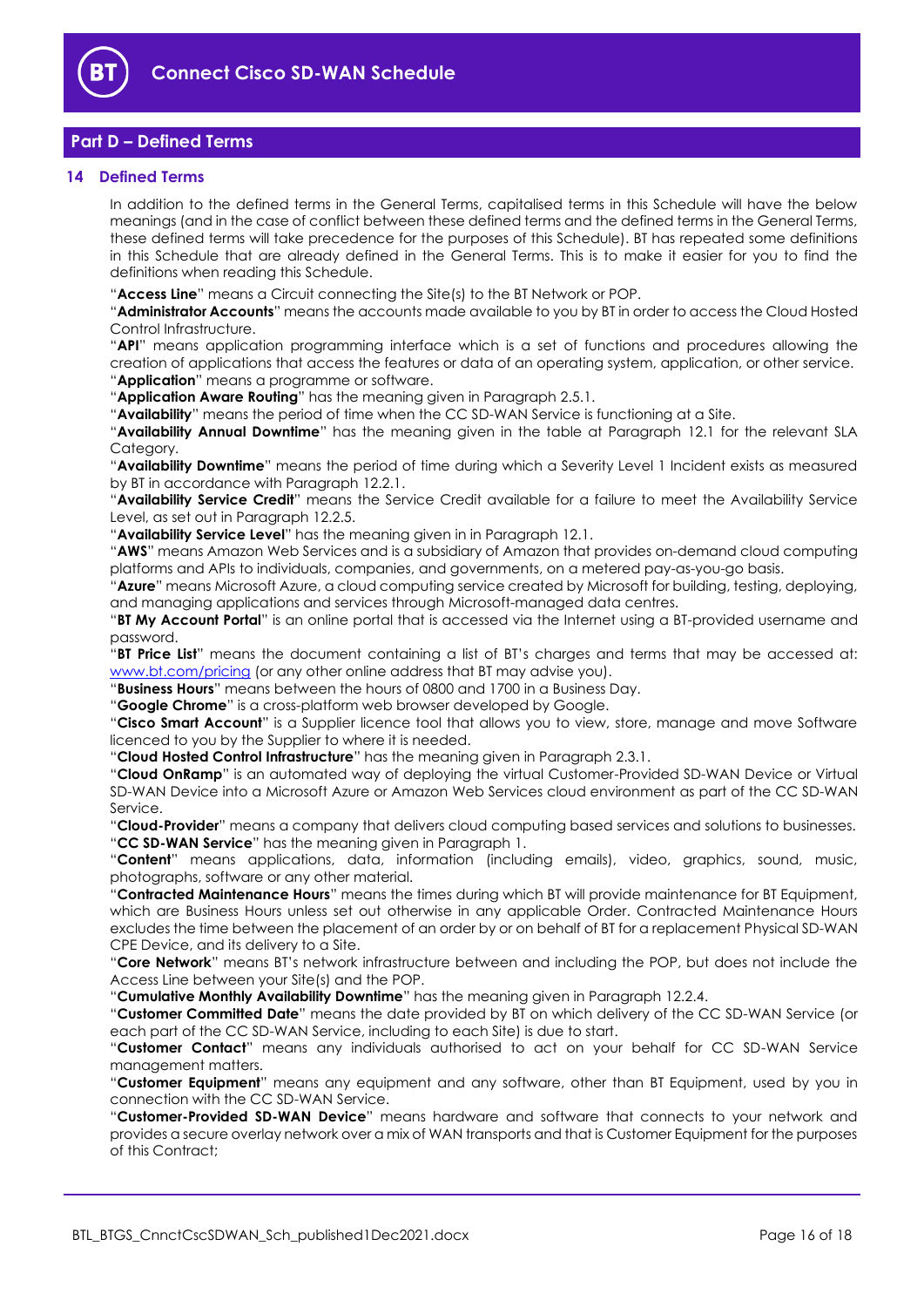## Part D – Defined Terms

### 14 Defined Terms

In addition to the defined terms in the General Terms, capitalised terms in this Schedule will have the below meanings (and in the case of conflict between these defined terms and the defined terms in the General Terms, these defined terms will take precedence for the purposes of this Schedule). BT has repeated some definitions in this Schedule that are already defined in the General Terms. This is to make it easier for you to find the definitions when reading this Schedule.

"**Access Line**" means a Circuit connecting the Site(s) to the BT Network or POP.

"**Administrator Accounts**" means the accounts made available to you by BT in order to access the Cloud Hosted Control Infrastructure.

"**API**" means application programming interface which is a set of functions and procedures allowing the creation of applications that access the features or data of an operating system, application, or other service.

"**Application**" means a programme or software.

"**Application Aware Routing**" has the meaning given in Paragraph 2.5.1.

"**Availability**" means the period of time when the CC SD-WAN Service is functioning at a Site.

"**Availability Annual Downtime**" has the meaning given in the table at Paragraph 12.1 for the relevant SLA Category.

"**Availability Downtime**" means the period of time during which a Severity Level 1 Incident exists as measured by BT in accordance with Paragraph 12.2.1.

"**Availability Service Credit**" means the Service Credit available for a failure to meet the Availability Service Level, as set out in Paragraph 12.2.5.

"**Availability Service Level**" has the meaning given in in Paragraph 12.1.

"**AWS**" means Amazon Web Services and is a subsidiary of Amazon that provides on-demand cloud computing platforms and APIs to individuals, companies, and governments, on a metered pay-as-you-go basis.

"**Azure**" means Microsoft Azure, a cloud computing service created by Microsoft for building, testing, deploying, and managing applications and services through Microsoft-managed data centres.

"**BT My Account Portal**" is an online portal that is accessed via the Internet using a BT-provided username and password.

"**BT Price List**" means the document containing a list of BT's charges and terms that may be accessed at: www.bt.com/pricing (or any other online address that BT may advise you).

"**Business Hours**" means between the hours of 0800 and 1700 in a Business Day.

"**Google Chrome**" is a cross-platform web browser developed by Google.

"**Cisco Smart Account**" is a Supplier licence tool that allows you to view, store, manage and move Software licenced to you by the Supplier to where it is needed.

"**Cloud Hosted Control Infrastructure**" has the meaning given in Paragraph 2.3.1.

"**Cloud OnRamp**" is an automated way of deploying the virtual Customer-Provided SD-WAN Device or Virtual SD-WAN Device into a Microsoft Azure or Amazon Web Services cloud environment as part of the CC SD-WAN Service.

"**Cloud-Provider**" means a company that delivers cloud computing based services and solutions to businesses.

"**CC SD-WAN Service**" has the meaning given in Paragraph 1.

"**Content**" means applications, data, information (including emails), video, graphics, sound, music, photographs, software or any other material.

"**Contracted Maintenance Hours**" means the times during which BT will provide maintenance for BT Equipment, which are Business Hours unless set out otherwise in any applicable Order. Contracted Maintenance Hours excludes the time between the placement of an order by or on behalf of BT for a replacement Physical SD-WAN CPE Device, and its delivery to a Site.

"**Core Network**" means BT's network infrastructure between and including the POP, but does not include the Access Line between your Site(s) and the POP.

"**Cumulative Monthly Availability Downtime**" has the meaning given in Paragraph 12.2.4.

"**Customer Committed Date**" means the date provided by BT on which delivery of the CC SD-WAN Service (or each part of the CC SD-WAN Service, including to each Site) is due to start.

"**Customer Contact**" means any individuals authorised to act on your behalf for CC SD-WAN Service management matters.

"**Customer Equipment**" means any equipment and any software, other than BT Equipment, used by you in connection with the CC SD-WAN Service.

"**Customer-Provided SD-WAN Device**" means hardware and software that connects to your network and provides a secure overlay network over a mix of WAN transports and that is Customer Equipment for the purposes of this Contract;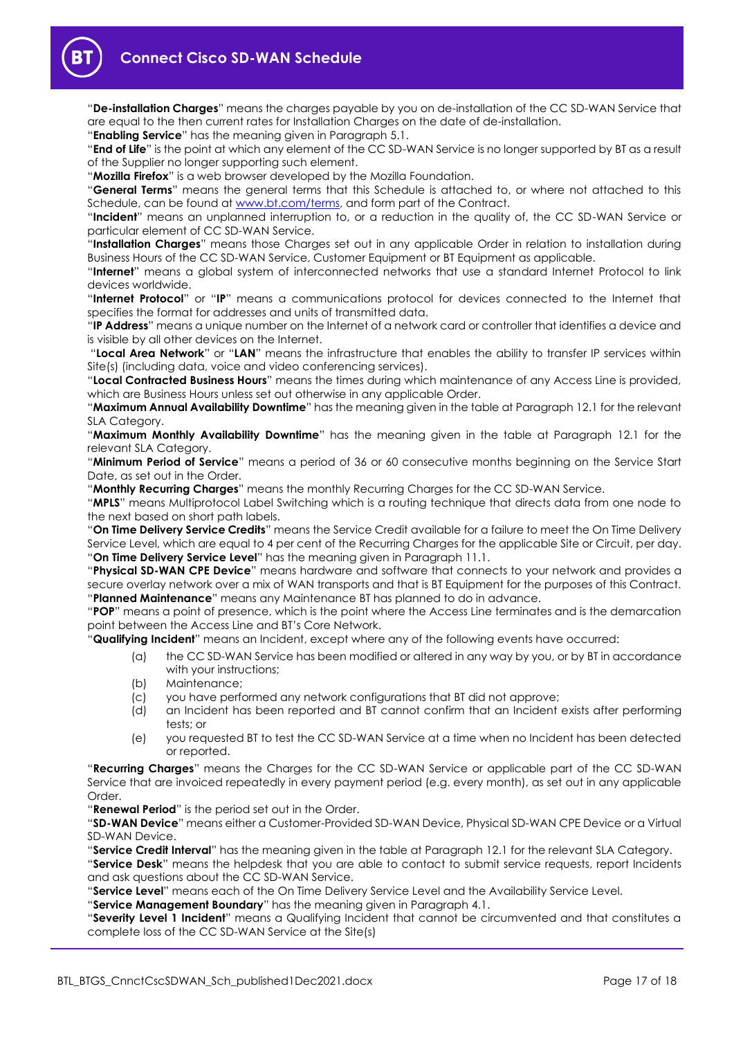"**De-installation Charges**" means the charges payable by you on de-installation of the CC SD-WAN Service that are equal to the then current rates for Installation Charges on the date of de-installation.

"**Enabling Service**" has the meaning given in Paragraph 5.1.

"**End of Life**" is the point at which any element of the CC SD-WAN Service is no longer supported by BT as a result of the Supplier no longer supporting such element.

"**Mozilla Firefox**" is a web browser developed by the Mozilla Foundation.

"**General Terms**" means the general terms that this Schedule is attached to, or where not attached to this Schedule, can be found at www.bt.com/terms, and form part of the Contract.

"**Incident**" means an unplanned interruption to, or a reduction in the quality of, the CC SD-WAN Service or particular element of CC SD-WAN Service.

"**Installation Charges**" means those Charges set out in any applicable Order in relation to installation during Business Hours of the CC SD-WAN Service, Customer Equipment or BT Equipment as applicable.

"**Internet**" means a global system of interconnected networks that use a standard Internet Protocol to link devices worldwide.

"**Internet Protocol**" or "**IP**" means a communications protocol for devices connected to the Internet that specifies the format for addresses and units of transmitted data.

"**IP Address**" means a unique number on the Internet of a network card or controller that identifies a device and is visible by all other devices on the Internet.

"**Local Area Network**" or "**LAN**" means the infrastructure that enables the ability to transfer IP services within Site(s) (including data, voice and video conferencing services).

"**Local Contracted Business Hours**" means the times during which maintenance of any Access Line is provided, which are Business Hours unless set out otherwise in any applicable Order.

"**Maximum Annual Availability Downtime**" has the meaning given in the table at Paragraph 12.1 for the relevant SLA Category.

"**Maximum Monthly Availability Downtime**" has the meaning given in the table at Paragraph 12.1 for the relevant SLA Category.

"**Minimum Period of Service**" means a period of 36 or 60 consecutive months beginning on the Service Start Date, as set out in the Order.

"**Monthly Recurring Charges**" means the monthly Recurring Charges for the CC SD-WAN Service.

"**MPLS**" means Multiprotocol Label Switching which is a routing technique that directs data from one node to the next based on short path labels.

"**On Time Delivery Service Credits**" means the Service Credit available for a failure to meet the On Time Delivery Service Level, which are equal to 4 per cent of the Recurring Charges for the applicable Site or Circuit, per day.

"**On Time Delivery Service Level**" has the meaning given in Paragraph 11.1.

"**Physical SD-WAN CPE Device**" means hardware and software that connects to your network and provides a secure overlay network over a mix of WAN transports and that is BT Equipment for the purposes of this Contract.

"**Planned Maintenance**" means any Maintenance BT has planned to do in advance.

"**POP**" means a point of presence, which is the point where the Access Line terminates and is the demarcation point between the Access Line and BT's Core Network.

"**Qualifying Incident**" means an Incident, except where any of the following events have occurred:

(a) the CC SD-WAN Service has been modified or altered in any way by you, or by BT in accordance with your instructions;

(b) Maintenance;

(c) you have performed any network configurations that BT did not approve;

(d) an Incident has been reported and BT cannot confirm that an Incident exists after performing tests; or

(e) you requested BT to test the CC SD-WAN Service at a time when no Incident has been detected or reported.

"**Recurring Charges**" means the Charges for the CC SD-WAN Service or applicable part of the CC SD-WAN Service that are invoiced repeatedly in every payment period (e.g. every month), as set out in any applicable Order.

"**Renewal Period**" is the period set out in the Order.

"**SD-WAN Device**" means either a Customer-Provided SD-WAN Device, Physical SD-WAN CPE Device or a Virtual SD-WAN Device.

"**Service Credit Interval**" has the meaning given in the table at Paragraph 12.1 for the relevant SLA Category.

"**Service Desk**" means the helpdesk that you are able to contact to submit service requests, report Incidents and ask questions about the CC SD-WAN Service.

"**Service Level**" means each of the On Time Delivery Service Level and the Availability Service Level.

"**Service Management Boundary**" has the meaning given in Paragraph 4.1.

"**Severity Level 1 Incident**" means a Qualifying Incident that cannot be circumvented and that constitutes a complete loss of the CC SD-WAN Service at the Site(s)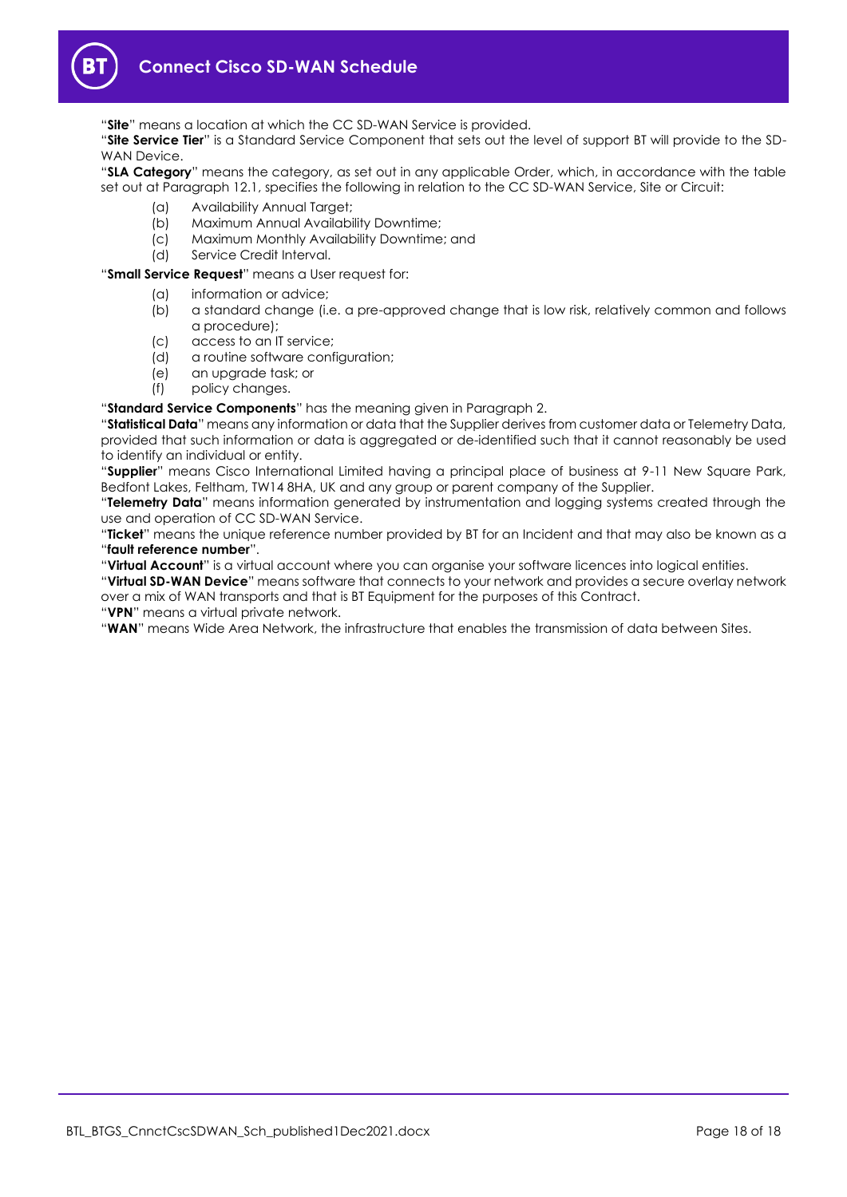"**Site**" means a location at which the CC SD-WAN Service is provided.

"**Site Service Tier**" is a Standard Service Component that sets out the level of support BT will provide to the SD-WAN Device.

"**SLA Category**" means the category, as set out in any applicable Order, which, in accordance with the table set out at Paragraph 12.1, specifies the following in relation to the CC SD-WAN Service, Site or Circuit:

(a) Availability Annual Target;
(b) Maximum Annual Availability Downtime;
(c) Maximum Monthly Availability Downtime; and
(d) Service Credit Interval.

"**Small Service Request**" means a User request for:

(a) information or advice;
(b) a standard change (i.e. a pre-approved change that is low risk, relatively common and follows a procedure);
(c) access to an IT service;
(d) a routine software configuration;
(e) an upgrade task; or
(f) policy changes.

"**Standard Service Components**" has the meaning given in Paragraph 2.

"**Statistical Data**" means any information or data that the Supplier derives from customer data or Telemetry Data, provided that such information or data is aggregated or de-identified such that it cannot reasonably be used to identify an individual or entity.

"**Supplier**" means Cisco International Limited having a principal place of business at 9-11 New Square Park, Bedfont Lakes, Feltham, TW14 8HA, UK and any group or parent company of the Supplier.

"**Telemetry Data**" means information generated by instrumentation and logging systems created through the use and operation of CC SD-WAN Service.

"**Ticket**" means the unique reference number provided by BT for an Incident and that may also be known as a "**fault reference number**".

"**Virtual Account**" is a virtual account where you can organise your software licences into logical entities.

"**Virtual SD-WAN Device**" means software that connects to your network and provides a secure overlay network over a mix of WAN transports and that is BT Equipment for the purposes of this Contract.

"**VPN**" means a virtual private network.

"**WAN**" means Wide Area Network, the infrastructure that enables the transmission of data between Sites.